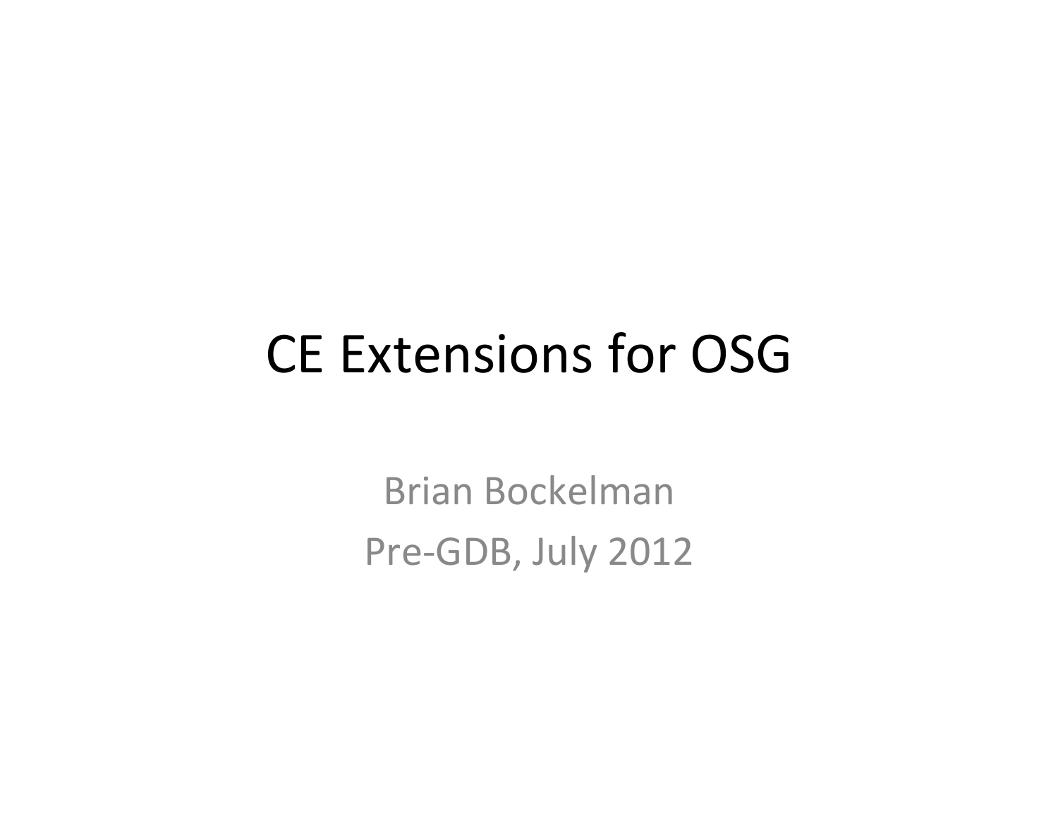# CE Extensions for OSG

Brian Bockelman

Pre-GDB, July 2012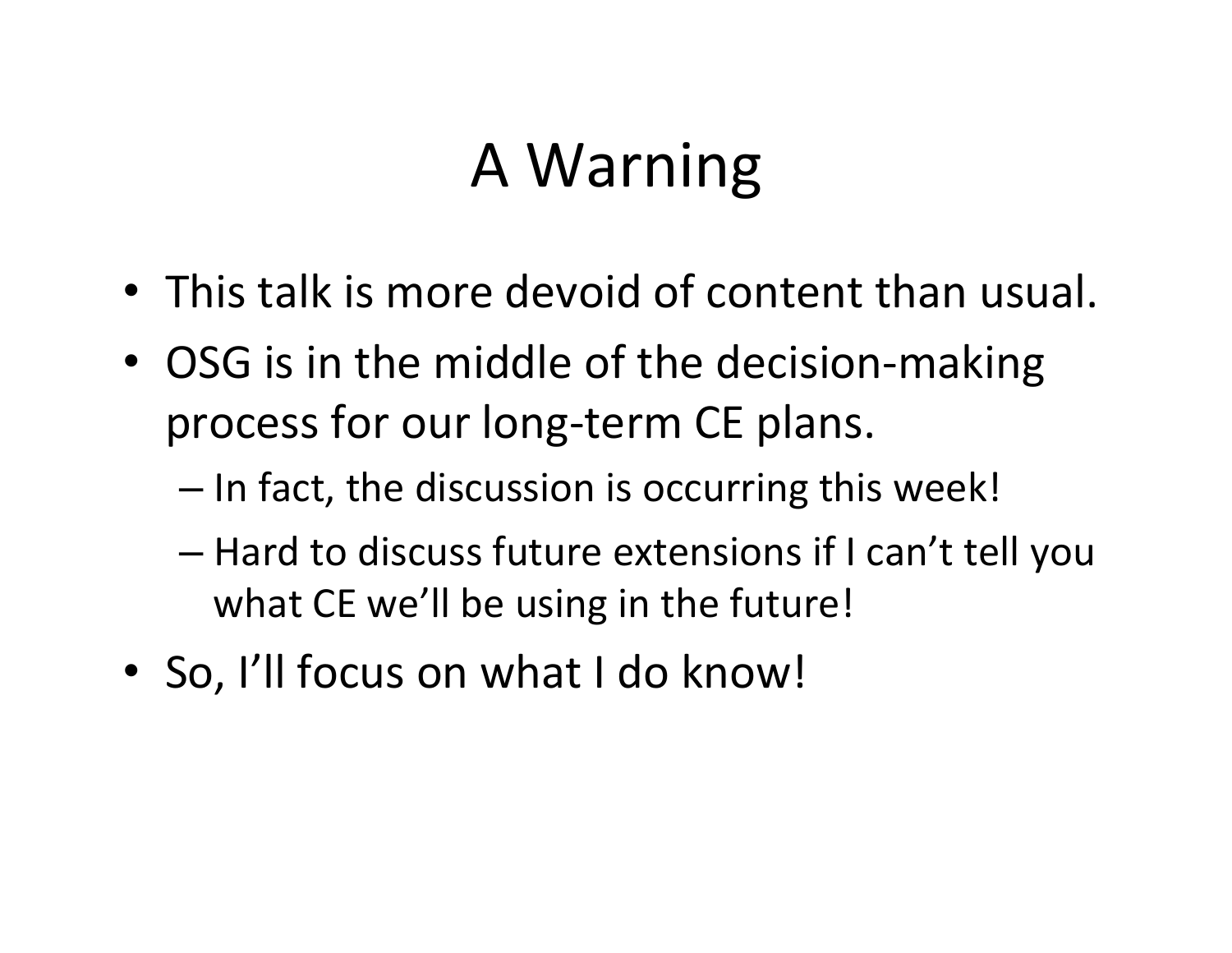# A Warning

- This talk is more devoid of content than usual.
- OSG is in the middle of the decision-making process for our long-term CE plans.
  - In fact, the discussion is occurring this week!
  - Hard to discuss future extensions if I can't tell you what CE we'll be using in the future!
- So, I'll focus on what I do know!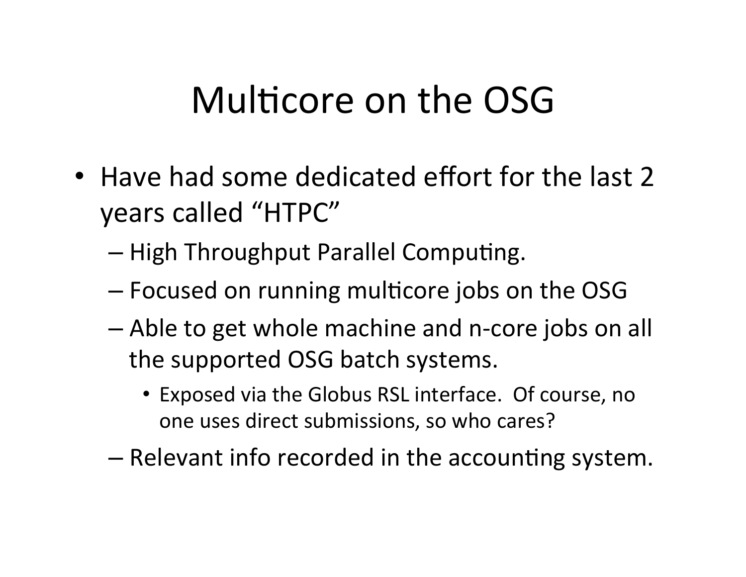# Multicore on the OSG

- Have had some dedicated effort for the last 2 years called "HTPC"
  - High Throughput Parallel Computing.
  - Focused on running multicore jobs on the OSG
  - Able to get whole machine and n-core jobs on all the supported OSG batch systems.
    - Exposed via the Globus RSL interface. Of course, no one uses direct submissions, so who cares?
  - Relevant info recorded in the accounting system.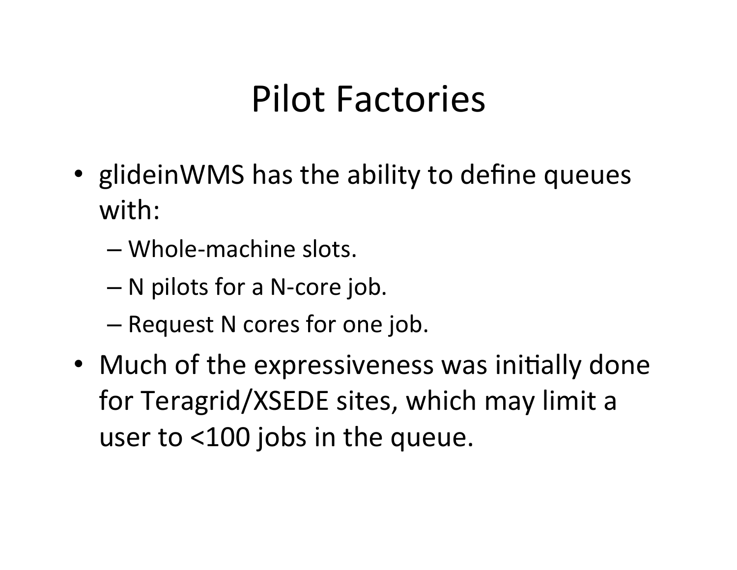# Pilot Factories

- glideinWMS has the ability to define queues with:
  - Whole-machine slots.
  - N pilots for a N-core job.
  - Request N cores for one job.
- Much of the expressiveness was initially done for Teragrid/XSEDE sites, which may limit a user to <100 jobs in the queue.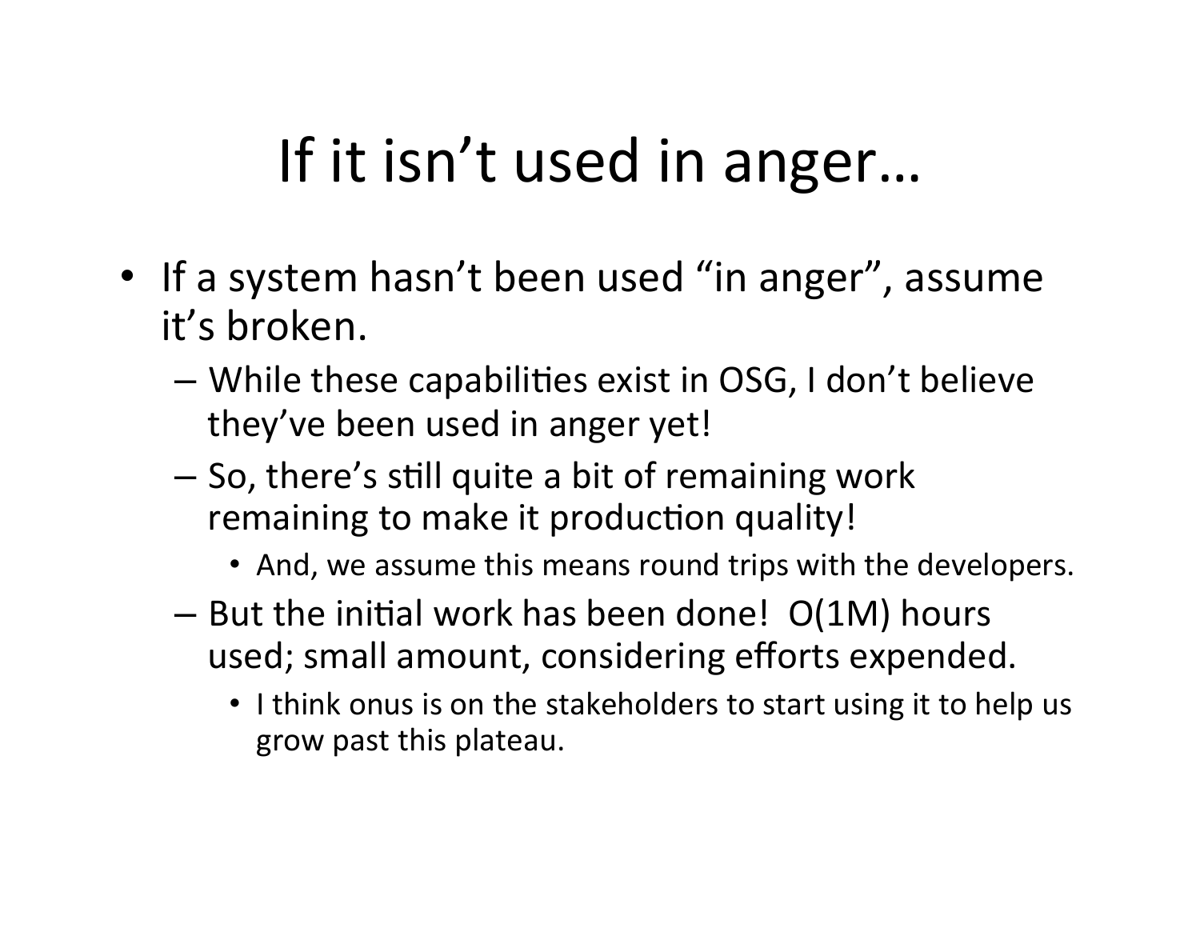# If it isn't used in anger…

- If a system hasn't been used "in anger", assume it's broken.
  - While these capabilities exist in OSG, I don't believe they've been used in anger yet!
  - So, there's still quite a bit of remaining work remaining to make it production quality!
    - And, we assume this means round trips with the developers.
  - But the initial work has been done! O(1M) hours used; small amount, considering efforts expended.
    - I think onus is on the stakeholders to start using it to help us grow past this plateau.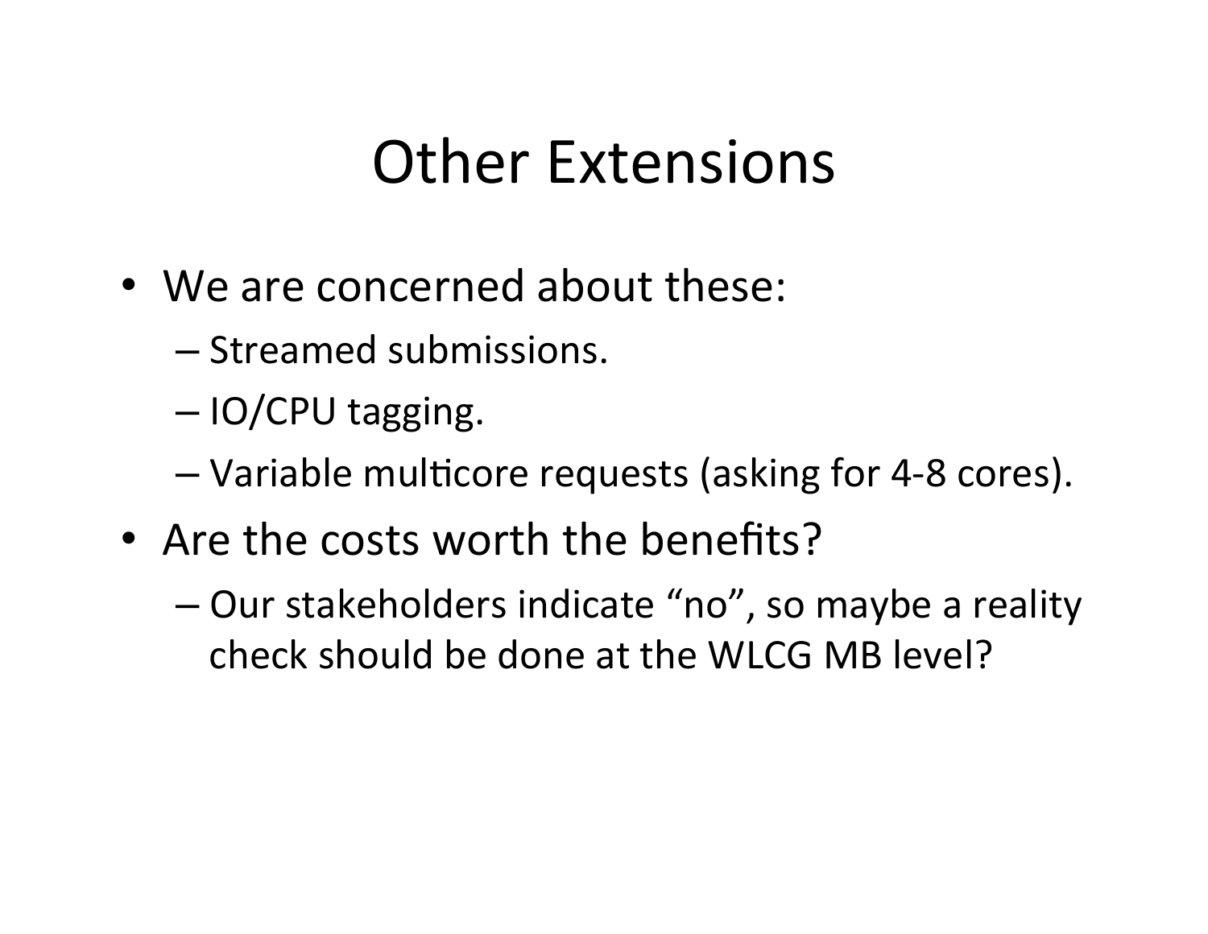# Other Extensions

- We are concerned about these:
  - Streamed submissions.
  - IO/CPU tagging.
  - Variable multicore requests (asking for 4-8 cores).
- Are the costs worth the benefits?
  - Our stakeholders indicate "no", so maybe a reality check should be done at the WLCG MB level?